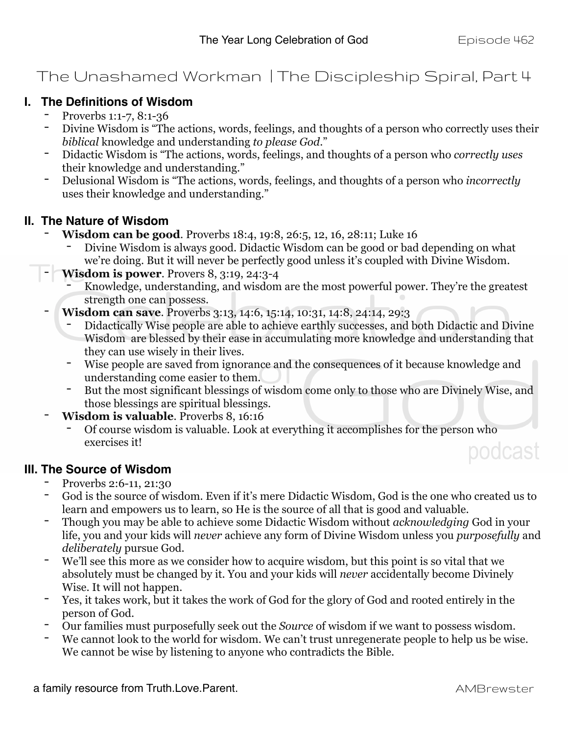# The Year Long Celebration of God

Episode 462

## The Unashamed Workman | The Discipleship Spiral, Part 4

### I. The Definitions of Wisdom

- Proverbs 1:1-7, 8:1-36
- Divine Wisdom is "The actions, words, feelings, and thoughts of a person who correctly uses their *biblical* knowledge and understanding *to please God*."
- Didactic Wisdom is "The actions, words, feelings, and thoughts of a person who *correctly uses* their knowledge and understanding."
- Delusional Wisdom is "The actions, words, feelings, and thoughts of a person who *incorrectly* uses their knowledge and understanding."

### II. The Nature of Wisdom

- **Wisdom can be good**. Proverbs 18:4, 19:8, 26:5, 12, 16, 28:11; Luke 16
  - Divine Wisdom is always good. Didactic Wisdom can be good or bad depending on what we're doing. But it will never be perfectly good unless it's coupled with Divine Wisdom.
- **Wisdom is power**. Provers 8, 3:19, 24:3-4
  - Knowledge, understanding, and wisdom are the most powerful power. They're the greatest strength one can possess.
- **Wisdom can save**. Proverbs 3:13, 14:6, 15:14, 10:31, 14:8, 24:14, 29:3
  - Didactically Wise people are able to achieve earthly successes, and both Didactic and Divine Wisdom are blessed by their ease in accumulating more knowledge and understanding that they can use wisely in their lives.
  - Wise people are saved from ignorance and the consequences of it because knowledge and understanding come easier to them.
  - But the most significant blessings of wisdom come only to those who are Divinely Wise, and those blessings are spiritual blessings.
- **Wisdom is valuable**. Proverbs 8, 16:16
  - Of course wisdom is valuable. Look at everything it accomplishes for the person who exercises it!

### III. The Source of Wisdom

- Proverbs 2:6-11, 21:30
- God is the source of wisdom. Even if it's mere Didactic Wisdom, God is the one who created us to learn and empowers us to learn, so He is the source of all that is good and valuable.
- Though you may be able to achieve some Didactic Wisdom without *acknowledging* God in your life, you and your kids will *never* achieve any form of Divine Wisdom unless you *purposefully* and *deliberately* pursue God.
- We'll see this more as we consider how to acquire wisdom, but this point is so vital that we absolutely must be changed by it. You and your kids will *never* accidentally become Divinely Wise. It will not happen.
- Yes, it takes work, but it takes the work of God for the glory of God and rooted entirely in the person of God.
- Our families must purposefully seek out the *Source* of wisdom if we want to possess wisdom.
- We cannot look to the world for wisdom. We can't trust unregenerate people to help us be wise. We cannot be wise by listening to anyone who contradicts the Bible.

a family resource from Truth.Love.Parent.

AMBrewster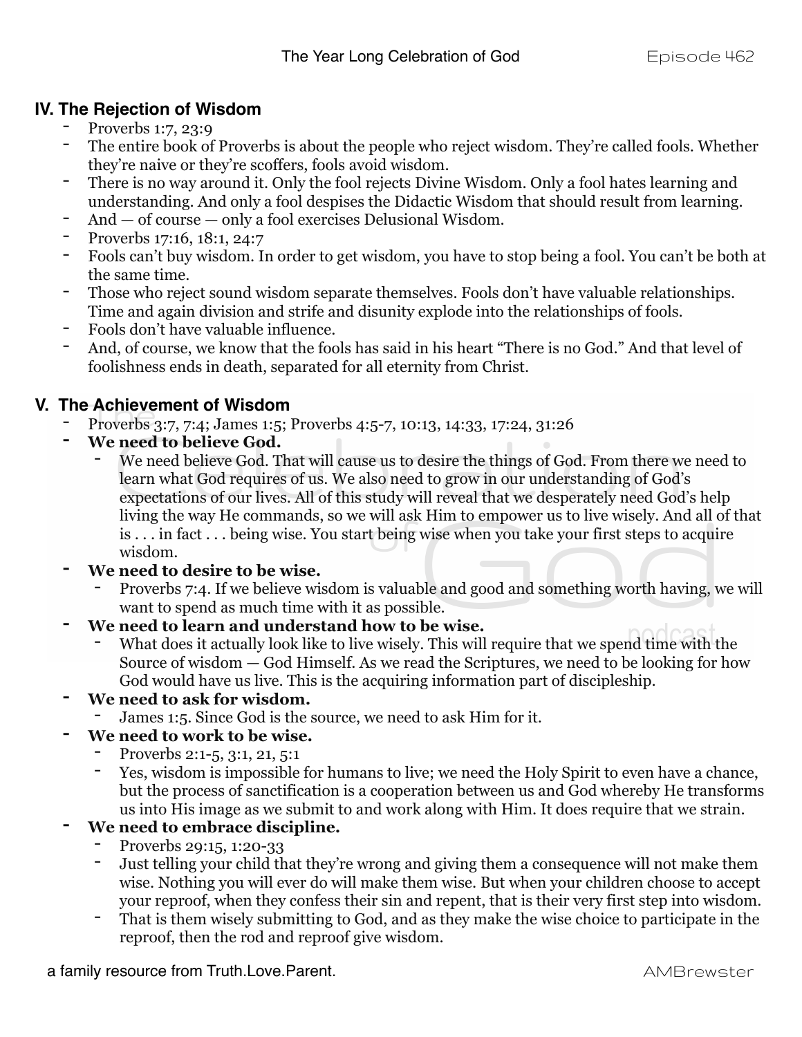## IV. The Rejection of Wisdom

- Proverbs 1:7, 23:9
- The entire book of Proverbs is about the people who reject wisdom. They're called fools. Whether they're naive or they're scoffers, fools avoid wisdom.
- There is no way around it. Only the fool rejects Divine Wisdom. Only a fool hates learning and understanding. And only a fool despises the Didactic Wisdom that should result from learning.
- And — of course — only a fool exercises Delusional Wisdom.
- Proverbs 17:16, 18:1, 24:7
- Fools can't buy wisdom. In order to get wisdom, you have to stop being a fool. You can't be both at the same time.
- Those who reject sound wisdom separate themselves. Fools don't have valuable relationships. Time and again division and strife and disunity explode into the relationships of fools.
- Fools don't have valuable influence.
- And, of course, we know that the fools has said in his heart "There is no God." And that level of foolishness ends in death, separated for all eternity from Christ.

## V. The Achievement of Wisdom

- Proverbs 3:7, 7:4; James 1:5; Proverbs 4:5-7, 10:13, 14:33, 17:24, 31:26
- **We need to believe God.**
  - We need believe God. That will cause us to desire the things of God. From there we need to learn what God requires of us. We also need to grow in our understanding of God's expectations of our lives. All of this study will reveal that we desperately need God's help living the way He commands, so we will ask Him to empower us to live wisely. And all of that is . . . in fact . . . being wise. You start being wise when you take your first steps to acquire wisdom.
- **We need to desire to be wise.**
  - Proverbs 7:4. If we believe wisdom is valuable and good and something worth having, we will want to spend as much time with it as possible.
- **We need to learn and understand how to be wise.**
  - What does it actually look like to live wisely. This will require that we spend time with the Source of wisdom — God Himself. As we read the Scriptures, we need to be looking for how God would have us live. This is the acquiring information part of discipleship.
- **We need to ask for wisdom.**
  - James 1:5. Since God is the source, we need to ask Him for it.
- **We need to work to be wise.**
  - Proverbs 2:1-5, 3:1, 21, 5:1
  - Yes, wisdom is impossible for humans to live; we need the Holy Spirit to even have a chance, but the process of sanctification is a cooperation between us and God whereby He transforms us into His image as we submit to and work along with Him. It does require that we strain.
- **We need to embrace discipline.**
  - Proverbs 29:15, 1:20-33
  - Just telling your child that they're wrong and giving them a consequence will not make them wise. Nothing you will ever do will make them wise. But when your children choose to accept your reproof, when they confess their sin and repent, that is their very first step into wisdom.
  - That is them wisely submitting to God, and as they make the wise choice to participate in the reproof, then the rod and reproof give wisdom.